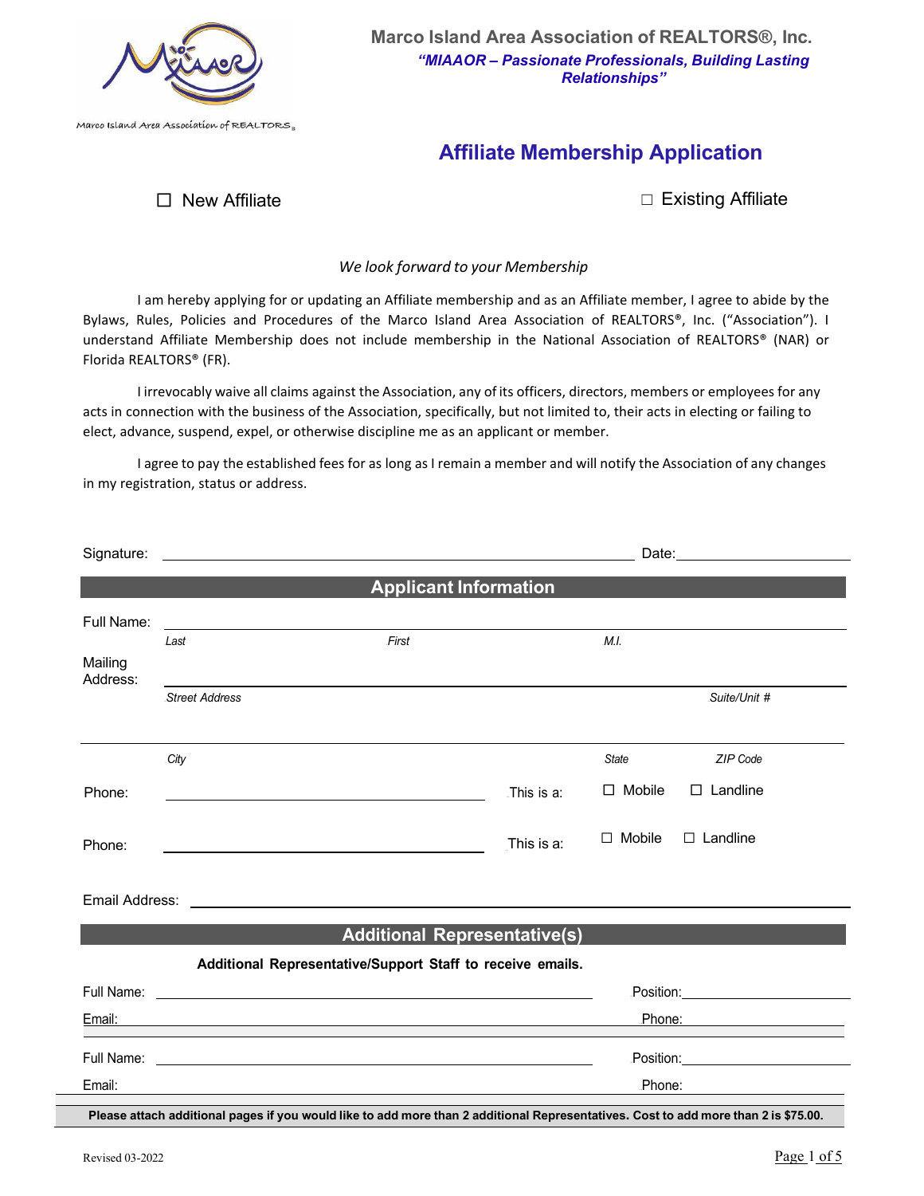Marco Island Area Association of REALTORS®

# Marco Island Area Association of REALTORS®, Inc.

***"MIAAOR – Passionate Professionals, Building Lasting Relationships"***

## Affiliate Membership Application

☐ New Affiliate ☐ Existing Affiliate

*We look forward to your Membership*

I am hereby applying for or updating an Affiliate membership and as an Affiliate member, I agree to abide by the Bylaws, Rules, Policies and Procedures of the Marco Island Area Association of REALTORS®, Inc. ("Association"). I understand Affiliate Membership does not include membership in the National Association of REALTORS® (NAR) or Florida REALTORS® (FR).

I irrevocably waive all claims against the Association, any of its officers, directors, members or employees for any acts in connection with the business of the Association, specifically, but not limited to, their acts in electing or failing to elect, advance, suspend, expel, or otherwise discipline me as an applicant or member.

I agree to pay the established fees for as long as I remain a member and will notify the Association of any changes in my registration, status or address.

Signature: ______________________________ Date: ______________

## Applicant Information

Full Name: ______________________________________________
*Last* *First* *M.I.*

Mailing Address: ______________________________________________
*Street Address* *Suite/Unit #*

______________________________________________
*City* *State* *ZIP Code*

Phone: ______________________ This is a: ☐ Mobile ☐ Landline

Phone: ______________________ This is a: ☐ Mobile ☐ Landline

Email Address: ______________________________________________

## Additional Representative(s)

**Additional Representative/Support Staff to receive emails.**

Full Name: ______________________ Position: ______________

Email: ______________________ Phone: ______________

Full Name: ______________________ Position: ______________

Email: ______________________ Phone: ______________

**Please attach additional pages if you would like to add more than 2 additional Representatives. Cost to add more than 2 is $75.00.**

Revised 03-2022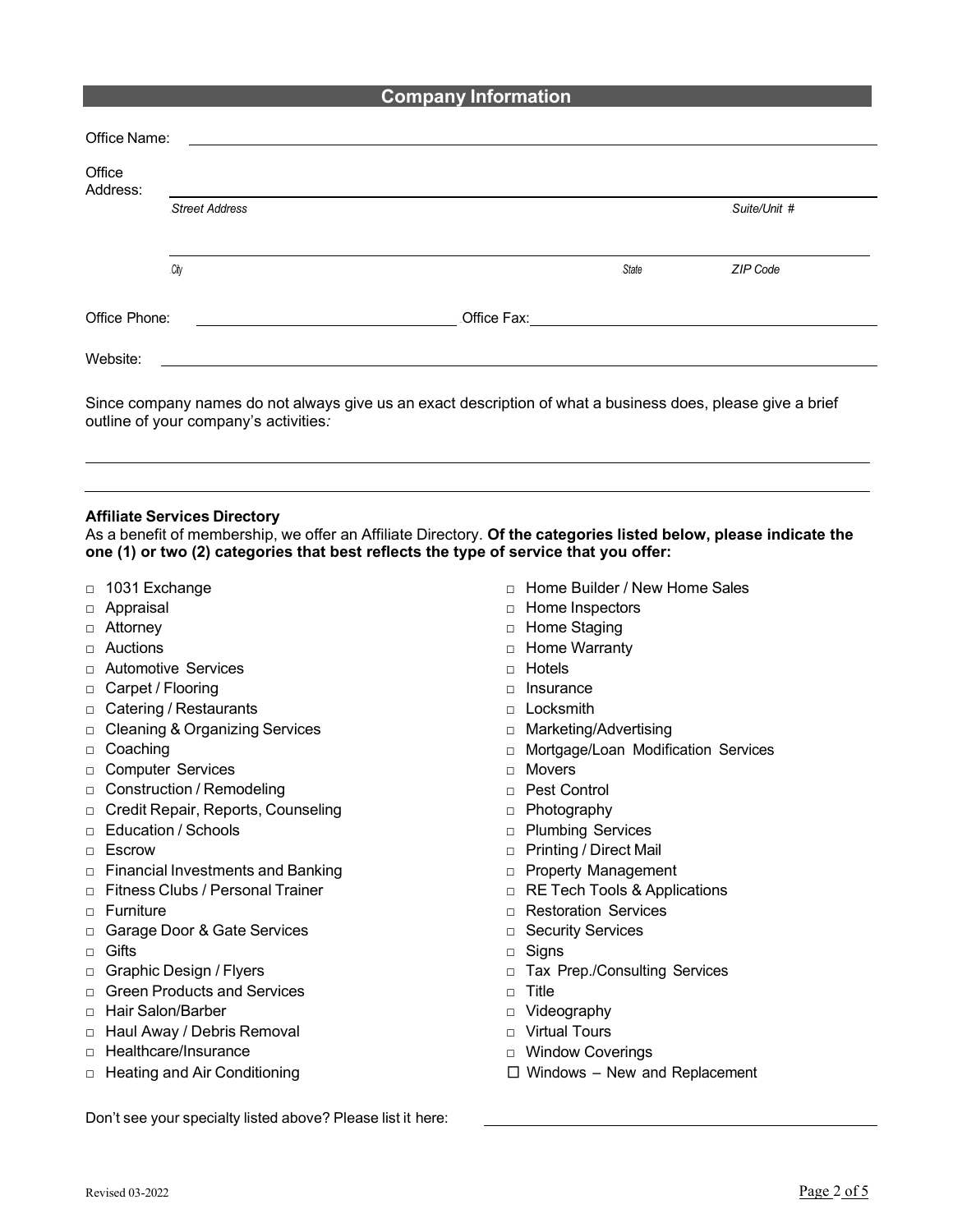## Company Information

Office Name: ______________________________

Office Address: ______________________________

*Street Address* *Suite/Unit #*

______________________________

*City* *State* *ZIP Code*

Office Phone: ______________________ Office Fax: ______________________

Website: ______________________________

Since company names do not always give us an exact description of what a business does, please give a brief outline of your company's activities*:*

______________________________

______________________________

**Affiliate Services Directory**

As a benefit of membership, we offer an Affiliate Directory. **Of the categories listed below, please indicate the one (1) or two (2) categories that best reflects the type of service that you offer:**

- □ 1031 Exchange
- □ Appraisal
- □ Attorney
- □ Auctions
- □ Automotive Services
- □ Carpet / Flooring
- □ Catering / Restaurants
- □ Cleaning & Organizing Services
- □ Coaching
- □ Computer Services
- □ Construction / Remodeling
- □ Credit Repair, Reports, Counseling
- □ Education / Schools
- □ Escrow
- □ Financial Investments and Banking
- □ Fitness Clubs / Personal Trainer
- □ Furniture
- □ Garage Door & Gate Services
- □ Gifts
- □ Graphic Design / Flyers
- □ Green Products and Services
- □ Hair Salon/Barber
- □ Haul Away / Debris Removal
- □ Healthcare/Insurance
- □ Heating and Air Conditioning
- □ Home Builder / New Home Sales
- □ Home Inspectors
- □ Home Staging
- □ Home Warranty
- □ Hotels
- □ Insurance
- □ Locksmith
- □ Marketing/Advertising
- □ Mortgage/Loan Modification Services
- □ Movers
- □ Pest Control
- □ Photography
- □ Plumbing Services
- □ Printing / Direct Mail
- □ Property Management
- □ RE Tech Tools & Applications
- □ Restoration Services
- □ Security Services
- □ Signs
- □ Tax Prep./Consulting Services
- □ Title
- □ Videography
- □ Virtual Tours
- □ Window Coverings
- ☐ Windows – New and Replacement

Don't see your specialty listed above? Please list it here: ______________________________

Revised 03-2022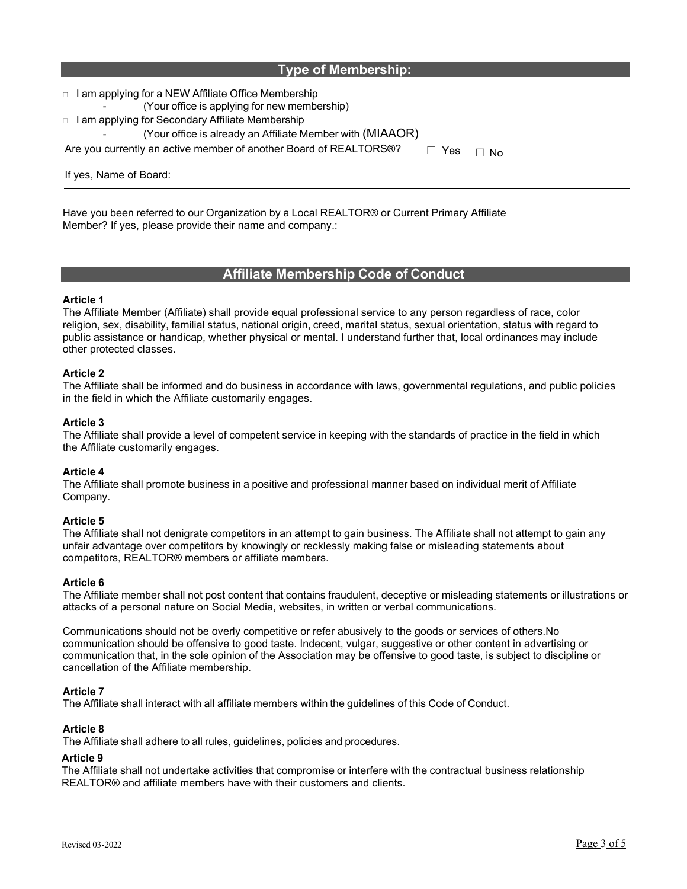## Type of Membership:

- □ I am applying for a NEW Affiliate Office Membership
  - (Your office is applying for new membership)
- □ I am applying for Secondary Affiliate Membership
  - (Your office is already an Affiliate Member with (MIAAOR)

Are you currently an active member of another Board of REALTORS®? ☐ Yes ☐ No

If yes, Name of Board:

---

Have you been referred to our Organization by a Local REALTOR® or Current Primary Affiliate Member? If yes, please provide their name and company.:

---

## Affiliate Membership Code of Conduct

**Article 1**
The Affiliate Member (Affiliate) shall provide equal professional service to any person regardless of race, color religion, sex, disability, familial status, national origin, creed, marital status, sexual orientation, status with regard to public assistance or handicap, whether physical or mental. I understand further that, local ordinances may include other protected classes.

**Article 2**
The Affiliate shall be informed and do business in accordance with laws, governmental regulations, and public policies in the field in which the Affiliate customarily engages.

**Article 3**
The Affiliate shall provide a level of competent service in keeping with the standards of practice in the field in which the Affiliate customarily engages.

**Article 4**
The Affiliate shall promote business in a positive and professional manner based on individual merit of Affiliate Company.

**Article 5**
The Affiliate shall not denigrate competitors in an attempt to gain business. The Affiliate shall not attempt to gain any unfair advantage over competitors by knowingly or recklessly making false or misleading statements about competitors, REALTOR® members or affiliate members.

**Article 6**
The Affiliate member shall not post content that contains fraudulent, deceptive or misleading statements or illustrations or attacks of a personal nature on Social Media, websites, in written or verbal communications.

Communications should not be overly competitive or refer abusively to the goods or services of others.No communication should be offensive to good taste. Indecent, vulgar, suggestive or other content in advertising or communication that, in the sole opinion of the Association may be offensive to good taste, is subject to discipline or cancellation of the Affiliate membership.

**Article 7**
The Affiliate shall interact with all affiliate members within the guidelines of this Code of Conduct.

**Article 8**
The Affiliate shall adhere to all rules, guidelines, policies and procedures.

**Article 9**
The Affiliate shall not undertake activities that compromise or interfere with the contractual business relationship REALTOR® and affiliate members have with their customers and clients.

Revised 03-2022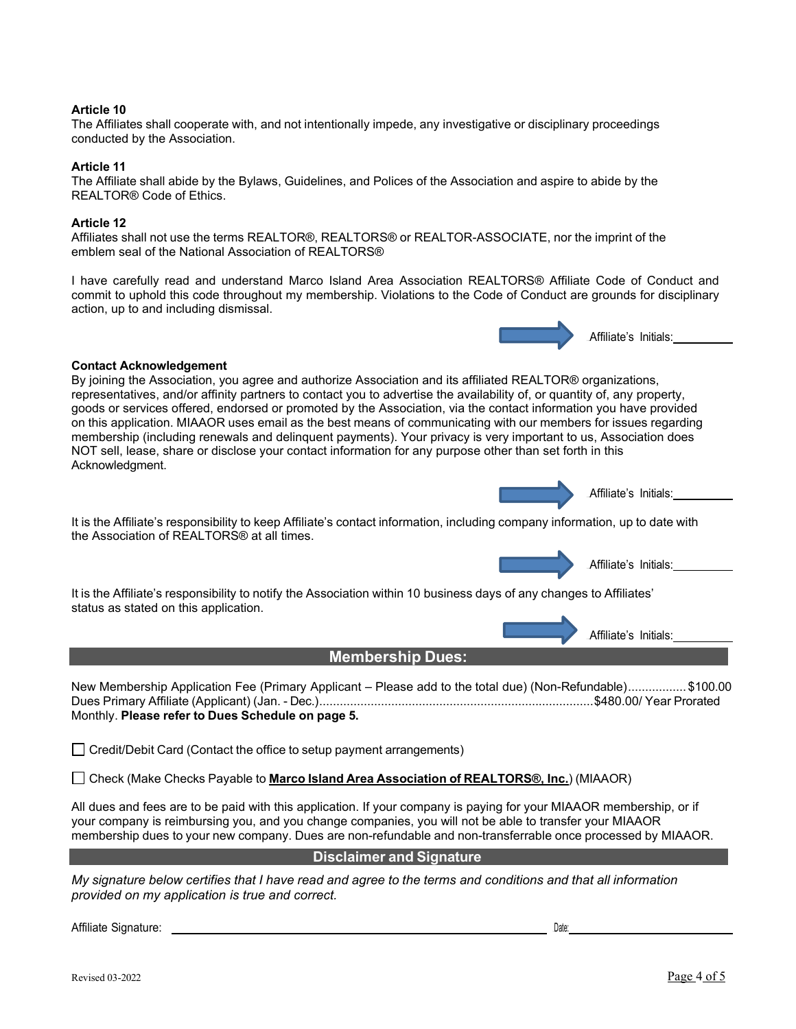**Article 10**

The Affiliates shall cooperate with, and not intentionally impede, any investigative or disciplinary proceedings conducted by the Association.

**Article 11**

The Affiliate shall abide by the Bylaws, Guidelines, and Polices of the Association and aspire to abide by the REALTOR® Code of Ethics.

**Article 12**

Affiliates shall not use the terms REALTOR®, REALTORS® or REALTOR-ASSOCIATE, nor the imprint of the emblem seal of the National Association of REALTORS®

I have carefully read and understand Marco Island Area Association REALTORS® Affiliate Code of Conduct and commit to uphold this code throughout my membership. Violations to the Code of Conduct are grounds for disciplinary action, up to and including dismissal.

Affiliate's Initials: ________

**Contact Acknowledgement**

By joining the Association, you agree and authorize Association and its affiliated REALTOR® organizations, representatives, and/or affinity partners to contact you to advertise the availability of, or quantity of, any property, goods or services offered, endorsed or promoted by the Association, via the contact information you have provided on this application. MIAAOR uses email as the best means of communicating with our members for issues regarding membership (including renewals and delinquent payments). Your privacy is very important to us, Association does NOT sell, lease, share or disclose your contact information for any purpose other than set forth in this Acknowledgment.

Affiliate's Initials: ________

It is the Affiliate's responsibility to keep Affiliate's contact information, including company information, up to date with the Association of REALTORS® at all times.

Affiliate's Initials: ________

It is the Affiliate's responsibility to notify the Association within 10 business days of any changes to Affiliates' status as stated on this application.

Affiliate's Initials: ________

## Membership Dues:

New Membership Application Fee (Primary Applicant – Please add to the total due) (Non-Refundable)................. $100.00
Dues Primary Affiliate (Applicant) (Jan. - Dec.)................................................................................$480.00/ Year Prorated Monthly. **Please refer to Dues Schedule on page 5.**

☐ Credit/Debit Card (Contact the office to setup payment arrangements)

☐ Check (Make Checks Payable to **Marco Island Area Association of REALTORS®, Inc.**) (MIAAOR)

All dues and fees are to be paid with this application. If your company is paying for your MIAAOR membership, or if your company is reimbursing you, and you change companies, you will not be able to transfer your MIAAOR membership dues to your new company. Dues are non-refundable and non-transferrable once processed by MIAAOR.

## Disclaimer and Signature

*My signature below certifies that I have read and agree to the terms and conditions and that all information provided on my application is true and correct.*

Affiliate Signature: ______________________________ Date: ______________

Revised 03-2022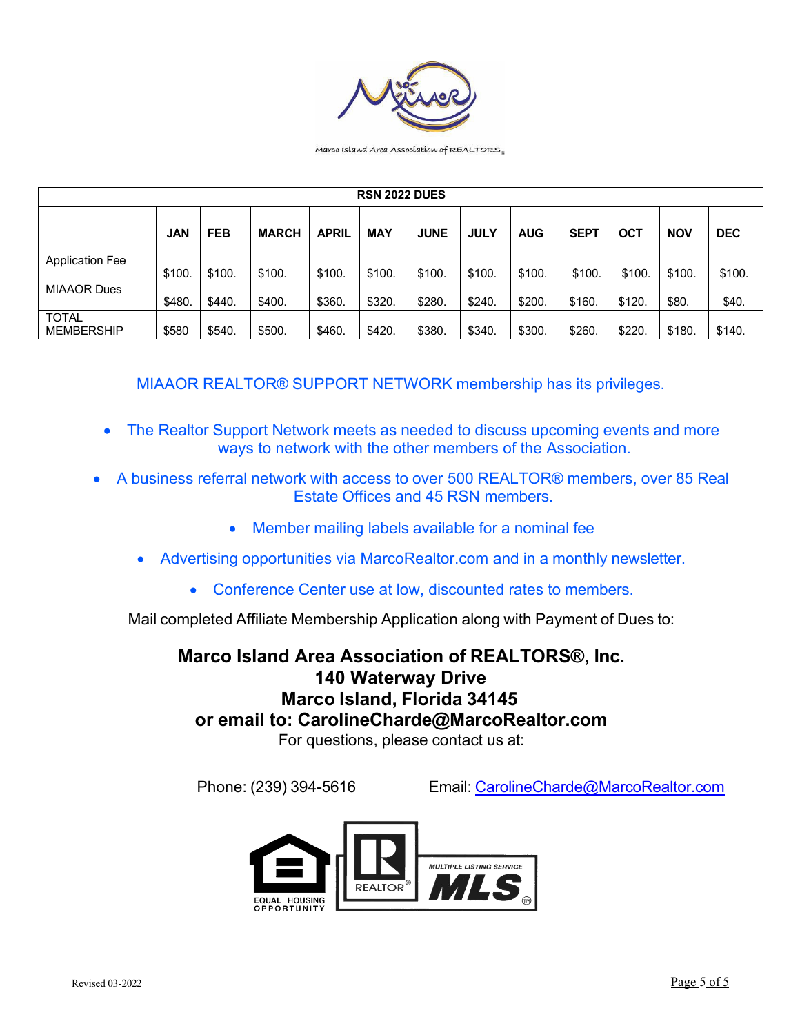Marco Island Area Association of REALTORS®

| RSN 2022 DUES | | | | | | | | | | | | |
|---|---|---|---|---|---|---|---|---|---|---|---|---|
| | JAN | FEB | MARCH | APRIL | MAY | JUNE | JULY | AUG | SEPT | OCT | NOV | DEC |
| Application Fee | $100. | $100. | $100. | $100. | $100. | $100. | $100. | $100. | $100. | $100. | $100. | $100. |
| MIAAOR Dues | $480. | $440. | $400. | $360. | $320. | $280. | $240. | $200. | $160. | $120. | $80. | $40. |
| TOTAL MEMBERSHIP | $580 | $540. | $500. | $460. | $420. | $380. | $340. | $300. | $260. | $220. | $180. | $140. |

MIAAOR REALTOR® SUPPORT NETWORK membership has its privileges.

- The Realtor Support Network meets as needed to discuss upcoming events and more ways to network with the other members of the Association.
- A business referral network with access to over 500 REALTOR® members, over 85 Real Estate Offices and 45 RSN members.
- Member mailing labels available for a nominal fee
- Advertising opportunities via MarcoRealtor.com and in a monthly newsletter.
- Conference Center use at low, discounted rates to members.

Mail completed Affiliate Membership Application along with Payment of Dues to:

**Marco Island Area Association of REALTORS®, Inc.**
**140 Waterway Drive**
**Marco Island, Florida 34145**
**or email to: CarolineCharde@MarcoRealtor.com**

For questions, please contact us at:

Phone: (239) 394-5616 Email: CarolineCharde@MarcoRealtor.com

EQUAL HOUSING OPPORTUNITY REALTOR® MULTIPLE LISTING SERVICE MLS

Revised 03-2022